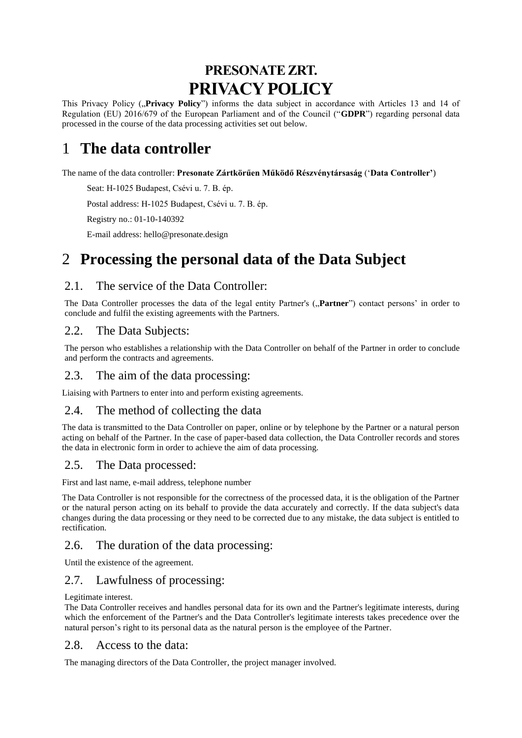# PRESONATE ZRT.
# PRIVACY POLICY

This Privacy Policy („**Privacy Policy**") informs the data subject in accordance with Articles 13 and 14 of Regulation (EU) 2016/679 of the European Parliament and of the Council ("**GDPR**") regarding personal data processed in the course of the data processing activities set out below.

## 1 The data controller

The name of the data controller: **Presonate Zártkörűen Működő Részvénytársaság** ('**Data Controller'**)

Seat: H-1025 Budapest, Csévi u. 7. B. ép.

Postal address: H-1025 Budapest, Csévi u. 7. B. ép.

Registry no.: 01-10-140392

E-mail address: hello@presonate.design

## 2 Processing the personal data of the Data Subject

### 2.1. The service of the Data Controller:

The Data Controller processes the data of the legal entity Partner's („**Partner**") contact persons' in order to conclude and fulfil the existing agreements with the Partners.

### 2.2. The Data Subjects:

The person who establishes a relationship with the Data Controller on behalf of the Partner in order to conclude and perform the contracts and agreements.

### 2.3. The aim of the data processing:

Liaising with Partners to enter into and perform existing agreements.

### 2.4. The method of collecting the data

The data is transmitted to the Data Controller on paper, online or by telephone by the Partner or a natural person acting on behalf of the Partner. In the case of paper-based data collection, the Data Controller records and stores the data in electronic form in order to achieve the aim of data processing.

### 2.5. The Data processed:

First and last name, e-mail address, telephone number

The Data Controller is not responsible for the correctness of the processed data, it is the obligation of the Partner or the natural person acting on its behalf to provide the data accurately and correctly. If the data subject's data changes during the data processing or they need to be corrected due to any mistake, the data subject is entitled to rectification.

### 2.6. The duration of the data processing:

Until the existence of the agreement.

### 2.7. Lawfulness of processing:

Legitimate interest.
The Data Controller receives and handles personal data for its own and the Partner's legitimate interests, during which the enforcement of the Partner's and the Data Controller's legitimate interests takes precedence over the natural person's right to its personal data as the natural person is the employee of the Partner.

### 2.8. Access to the data:

The managing directors of the Data Controller, the project manager involved.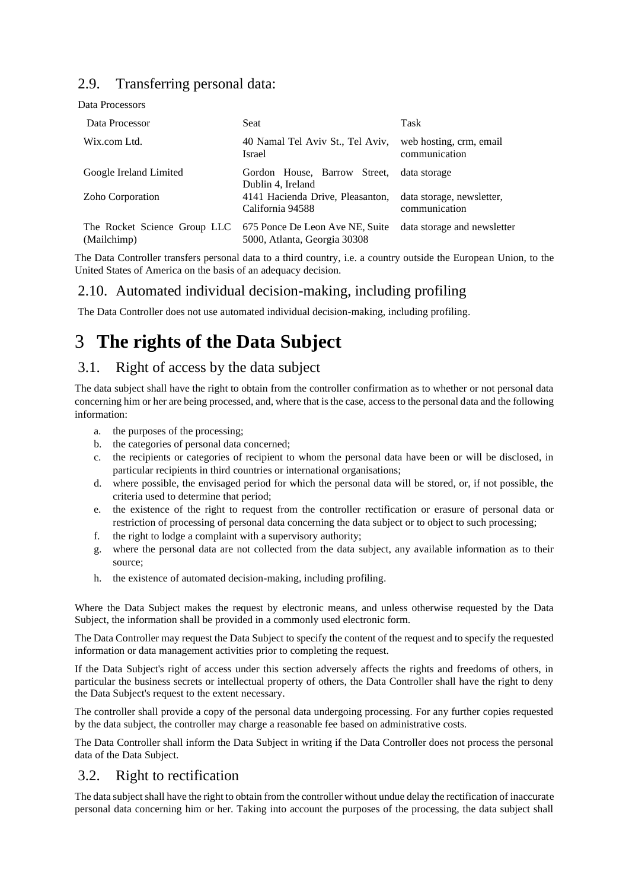## 2.9. Transferring personal data:

Data Processors

| Data Processor | Seat | Task |
|---|---|---|
| Wix.com Ltd. | 40 Namal Tel Aviv St., Tel Aviv, Israel | web hosting, crm, email communication |
| Google Ireland Limited | Gordon House, Barrow Street, Dublin 4, Ireland | data storage |
| Zoho Corporation | 4141 Hacienda Drive, Pleasanton, California 94588 | data storage, newsletter, communication |
| The Rocket Science Group LLC (Mailchimp) | 675 Ponce De Leon Ave NE, Suite 5000, Atlanta, Georgia 30308 | data storage and newsletter |

The Data Controller transfers personal data to a third country, i.e. a country outside the European Union, to the United States of America on the basis of an adequacy decision.

## 2.10. Automated individual decision-making, including profiling

The Data Controller does not use automated individual decision-making, including profiling.

# 3 The rights of the Data Subject

## 3.1. Right of access by the data subject

The data subject shall have the right to obtain from the controller confirmation as to whether or not personal data concerning him or her are being processed, and, where that is the case, access to the personal data and the following information:

a. the purposes of the processing;
b. the categories of personal data concerned;
c. the recipients or categories of recipient to whom the personal data have been or will be disclosed, in particular recipients in third countries or international organisations;
d. where possible, the envisaged period for which the personal data will be stored, or, if not possible, the criteria used to determine that period;
e. the existence of the right to request from the controller rectification or erasure of personal data or restriction of processing of personal data concerning the data subject or to object to such processing;
f. the right to lodge a complaint with a supervisory authority;
g. where the personal data are not collected from the data subject, any available information as to their source;
h. the existence of automated decision-making, including profiling.

Where the Data Subject makes the request by electronic means, and unless otherwise requested by the Data Subject, the information shall be provided in a commonly used electronic form.

The Data Controller may request the Data Subject to specify the content of the request and to specify the requested information or data management activities prior to completing the request.

If the Data Subject's right of access under this section adversely affects the rights and freedoms of others, in particular the business secrets or intellectual property of others, the Data Controller shall have the right to deny the Data Subject's request to the extent necessary.

The controller shall provide a copy of the personal data undergoing processing. For any further copies requested by the data subject, the controller may charge a reasonable fee based on administrative costs.

The Data Controller shall inform the Data Subject in writing if the Data Controller does not process the personal data of the Data Subject.

## 3.2. Right to rectification

The data subject shall have the right to obtain from the controller without undue delay the rectification of inaccurate personal data concerning him or her. Taking into account the purposes of the processing, the data subject shall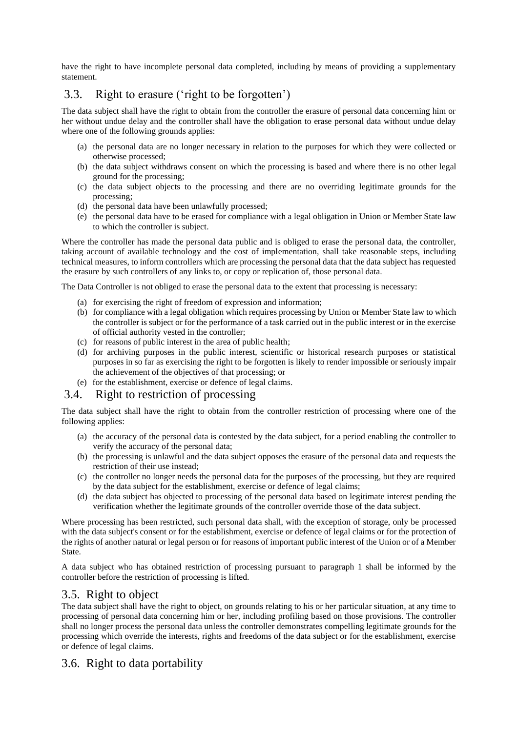have the right to have incomplete personal data completed, including by means of providing a supplementary statement.

## 3.3. Right to erasure ('right to be forgotten')

The data subject shall have the right to obtain from the controller the erasure of personal data concerning him or her without undue delay and the controller shall have the obligation to erase personal data without undue delay where one of the following grounds applies:

(a) the personal data are no longer necessary in relation to the purposes for which they were collected or otherwise processed;
(b) the data subject withdraws consent on which the processing is based and where there is no other legal ground for the processing;
(c) the data subject objects to the processing and there are no overriding legitimate grounds for the processing;
(d) the personal data have been unlawfully processed;
(e) the personal data have to be erased for compliance with a legal obligation in Union or Member State law to which the controller is subject.

Where the controller has made the personal data public and is obliged to erase the personal data, the controller, taking account of available technology and the cost of implementation, shall take reasonable steps, including technical measures, to inform controllers which are processing the personal data that the data subject has requested the erasure by such controllers of any links to, or copy or replication of, those personal data.

The Data Controller is not obliged to erase the personal data to the extent that processing is necessary:

(a) for exercising the right of freedom of expression and information;
(b) for compliance with a legal obligation which requires processing by Union or Member State law to which the controller is subject or for the performance of a task carried out in the public interest or in the exercise of official authority vested in the controller;
(c) for reasons of public interest in the area of public health;
(d) for archiving purposes in the public interest, scientific or historical research purposes or statistical purposes in so far as exercising the right to be forgotten is likely to render impossible or seriously impair the achievement of the objectives of that processing; or
(e) for the establishment, exercise or defence of legal claims.

## 3.4. Right to restriction of processing

The data subject shall have the right to obtain from the controller restriction of processing where one of the following applies:

(a) the accuracy of the personal data is contested by the data subject, for a period enabling the controller to verify the accuracy of the personal data;
(b) the processing is unlawful and the data subject opposes the erasure of the personal data and requests the restriction of their use instead;
(c) the controller no longer needs the personal data for the purposes of the processing, but they are required by the data subject for the establishment, exercise or defence of legal claims;
(d) the data subject has objected to processing of the personal data based on legitimate interest pending the verification whether the legitimate grounds of the controller override those of the data subject.

Where processing has been restricted, such personal data shall, with the exception of storage, only be processed with the data subject's consent or for the establishment, exercise or defence of legal claims or for the protection of the rights of another natural or legal person or for reasons of important public interest of the Union or of a Member State.

A data subject who has obtained restriction of processing pursuant to paragraph 1 shall be informed by the controller before the restriction of processing is lifted.

## 3.5. Right to object

The data subject shall have the right to object, on grounds relating to his or her particular situation, at any time to processing of personal data concerning him or her, including profiling based on those provisions. The controller shall no longer process the personal data unless the controller demonstrates compelling legitimate grounds for the processing which override the interests, rights and freedoms of the data subject or for the establishment, exercise or defence of legal claims.

## 3.6. Right to data portability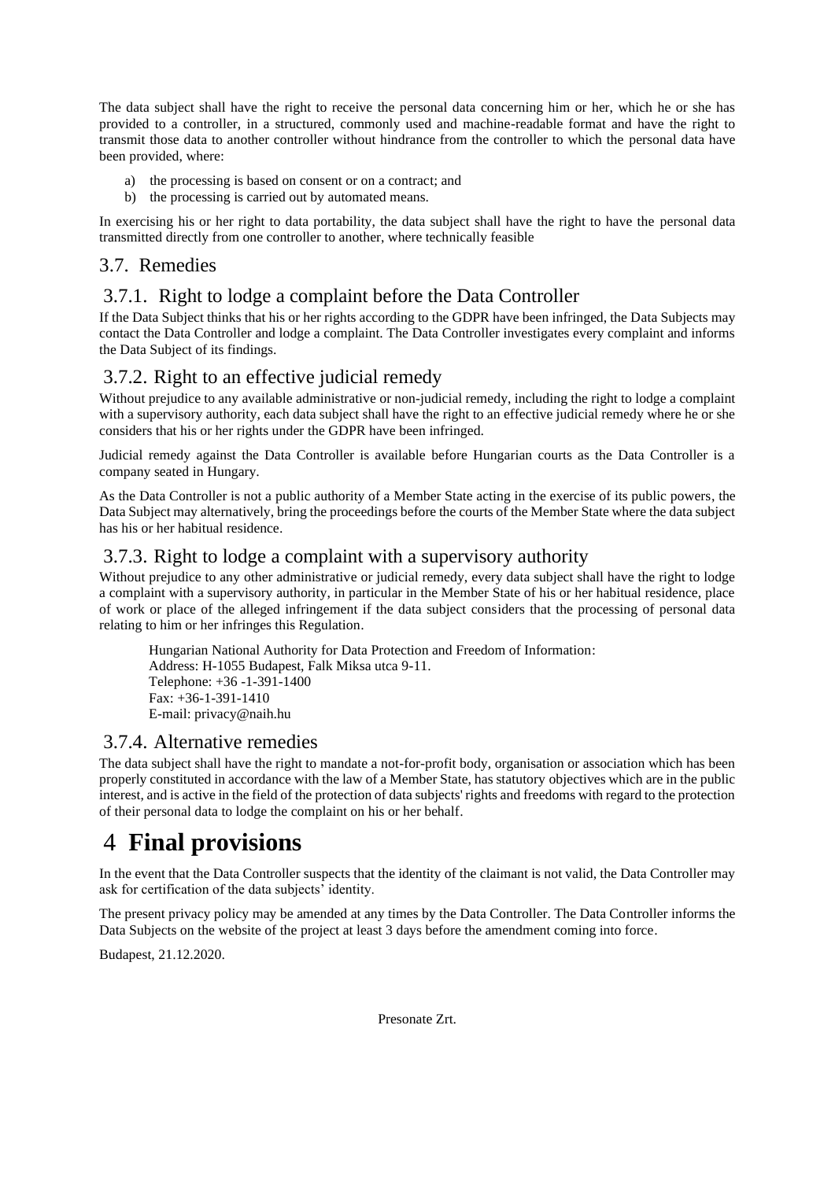The data subject shall have the right to receive the personal data concerning him or her, which he or she has provided to a controller, in a structured, commonly used and machine-readable format and have the right to transmit those data to another controller without hindrance from the controller to which the personal data have been provided, where:

a) the processing is based on consent or on a contract; and
b) the processing is carried out by automated means.

In exercising his or her right to data portability, the data subject shall have the right to have the personal data transmitted directly from one controller to another, where technically feasible

## 3.7. Remedies

### 3.7.1. Right to lodge a complaint before the Data Controller

If the Data Subject thinks that his or her rights according to the GDPR have been infringed, the Data Subjects may contact the Data Controller and lodge a complaint. The Data Controller investigates every complaint and informs the Data Subject of its findings.

### 3.7.2. Right to an effective judicial remedy

Without prejudice to any available administrative or non-judicial remedy, including the right to lodge a complaint with a supervisory authority, each data subject shall have the right to an effective judicial remedy where he or she considers that his or her rights under the GDPR have been infringed.

Judicial remedy against the Data Controller is available before Hungarian courts as the Data Controller is a company seated in Hungary.

As the Data Controller is not a public authority of a Member State acting in the exercise of its public powers, the Data Subject may alternatively, bring the proceedings before the courts of the Member State where the data subject has his or her habitual residence.

### 3.7.3. Right to lodge a complaint with a supervisory authority

Without prejudice to any other administrative or judicial remedy, every data subject shall have the right to lodge a complaint with a supervisory authority, in particular in the Member State of his or her habitual residence, place of work or place of the alleged infringement if the data subject considers that the processing of personal data relating to him or her infringes this Regulation.

Hungarian National Authority for Data Protection and Freedom of Information:
Address: H-1055 Budapest, Falk Miksa utca 9-11.
Telephone: +36 -1-391-1400
Fax: +36-1-391-1410
E-mail: privacy@naih.hu

### 3.7.4. Alternative remedies

The data subject shall have the right to mandate a not-for-profit body, organisation or association which has been properly constituted in accordance with the law of a Member State, has statutory objectives which are in the public interest, and is active in the field of the protection of data subjects' rights and freedoms with regard to the protection of their personal data to lodge the complaint on his or her behalf.

# 4 **Final provisions**

In the event that the Data Controller suspects that the identity of the claimant is not valid, the Data Controller may ask for certification of the data subjects' identity.

The present privacy policy may be amended at any times by the Data Controller. The Data Controller informs the Data Subjects on the website of the project at least 3 days before the amendment coming into force.

Budapest, 21.12.2020.

Presonate Zrt.